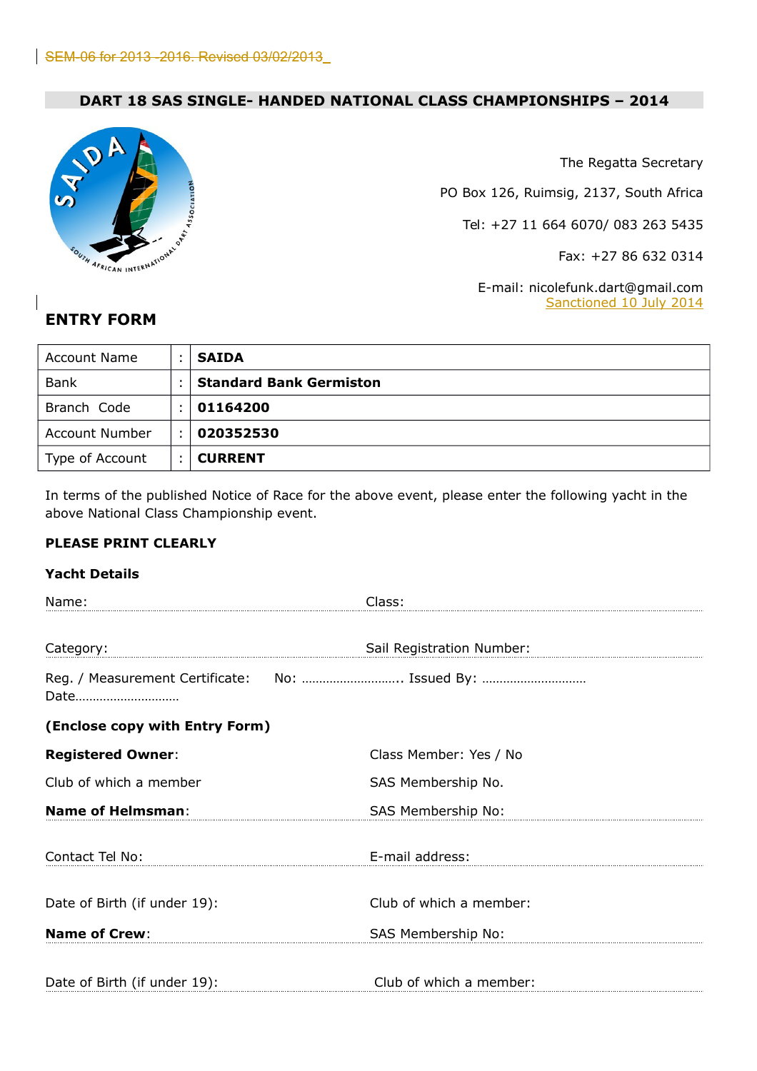~~SEM-06 for 2013 -2016. Revised 03/02/2013~~

## DART 18 SAS SINGLE- HANDED NATIONAL CLASS CHAMPIONSHIPS – 2014

The Regatta Secretary

PO Box 126, Ruimsig, 2137, South Africa

Tel: +27 11 664 6070/ 083 263 5435

Fax: +27 86 632 0314

E-mail: nicolefunk.dart@gmail.com
Sanctioned 10 July 2014

## ENTRY FORM

| Account Name | : | **SAIDA** |
|---|---|---|
| Bank | : | **Standard Bank Germiston** |
| Branch Code | : | **01164200** |
| Account Number | : | **020352530** |
| Type of Account | : | **CURRENT** |

In terms of the published Notice of Race for the above event, please enter the following yacht in the above National Class Championship event.

**PLEASE PRINT CLEARLY**

**Yacht Details**

Name: ............................................ Class: ............................................

Category: ............................................ Sail Registration Number: ............................................

Reg. / Measurement Certificate: No: ……………………….. Issued By: ………………………… Date…………………………

**(Enclose copy with Entry Form)**

**Registered Owner**: Class Member: Yes / No

Club of which a member SAS Membership No.

**Name of Helmsman**: SAS Membership No: ............................................

Contact Tel No: E-mail address: ............................................

Date of Birth (if under 19): Club of which a member: ............................................

**Name of Crew**: SAS Membership No: ............................................

Date of Birth (if under 19): Club of which a member: ............................................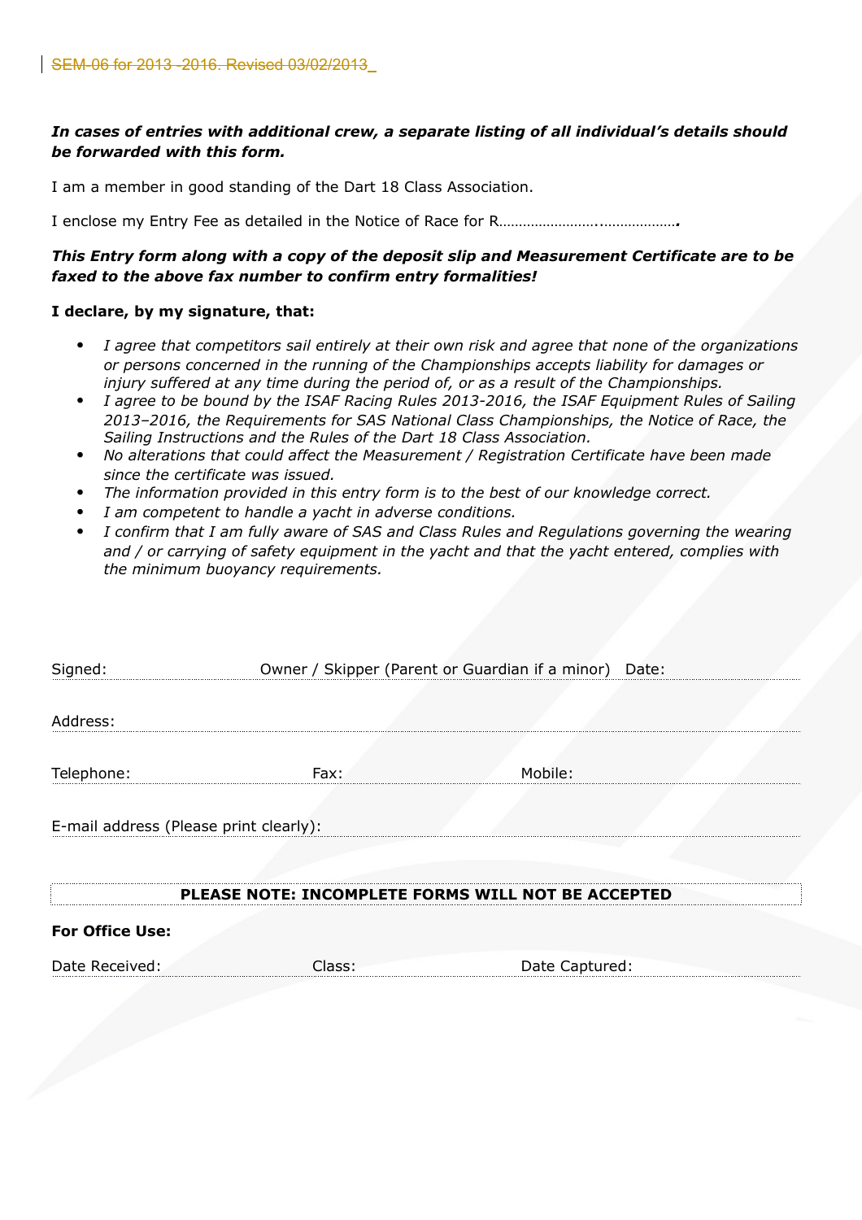~~SEM-06 for 2013 -2016. Revised 03/02/2013~~

***In cases of entries with additional crew, a separate listing of all individual's details should be forwarded with this form.***

I am a member in good standing of the Dart 18 Class Association.

I enclose my Entry Fee as detailed in the Notice of Race for R……………………..……………….**.**

***This Entry form along with a copy of the deposit slip and Measurement Certificate are to be faxed to the above fax number to confirm entry formalities!***

**I declare, by my signature, that:**

- *I agree that competitors sail entirely at their own risk and agree that none of the organizations or persons concerned in the running of the Championships accepts liability for damages or injury suffered at any time during the period of, or as a result of the Championships.*
- *I agree to be bound by the ISAF Racing Rules 2013-2016, the ISAF Equipment Rules of Sailing 2013–2016, the Requirements for SAS National Class Championships, the Notice of Race, the Sailing Instructions and the Rules of the Dart 18 Class Association.*
- *No alterations that could affect the Measurement / Registration Certificate have been made since the certificate was issued.*
- *The information provided in this entry form is to the best of our knowledge correct.*
- *I am competent to handle a yacht in adverse conditions.*
- *I confirm that I am fully aware of SAS and Class Rules and Regulations governing the wearing and / or carrying of safety equipment in the yacht and that the yacht entered, complies with the minimum buoyancy requirements.*

Signed: ………………………… Owner / Skipper (Parent or Guardian if a minor) Date: …………………………

Address: …………………………………………………………………………………………

Telephone: ………………………… Fax: ………………………… Mobile: …………………………

E-mail address (Please print clearly): …………………………………………………………

**PLEASE NOTE: INCOMPLETE FORMS WILL NOT BE ACCEPTED**

**For Office Use:**

Date Received: ………………………… Class: ………………………… Date Captured: …………………………